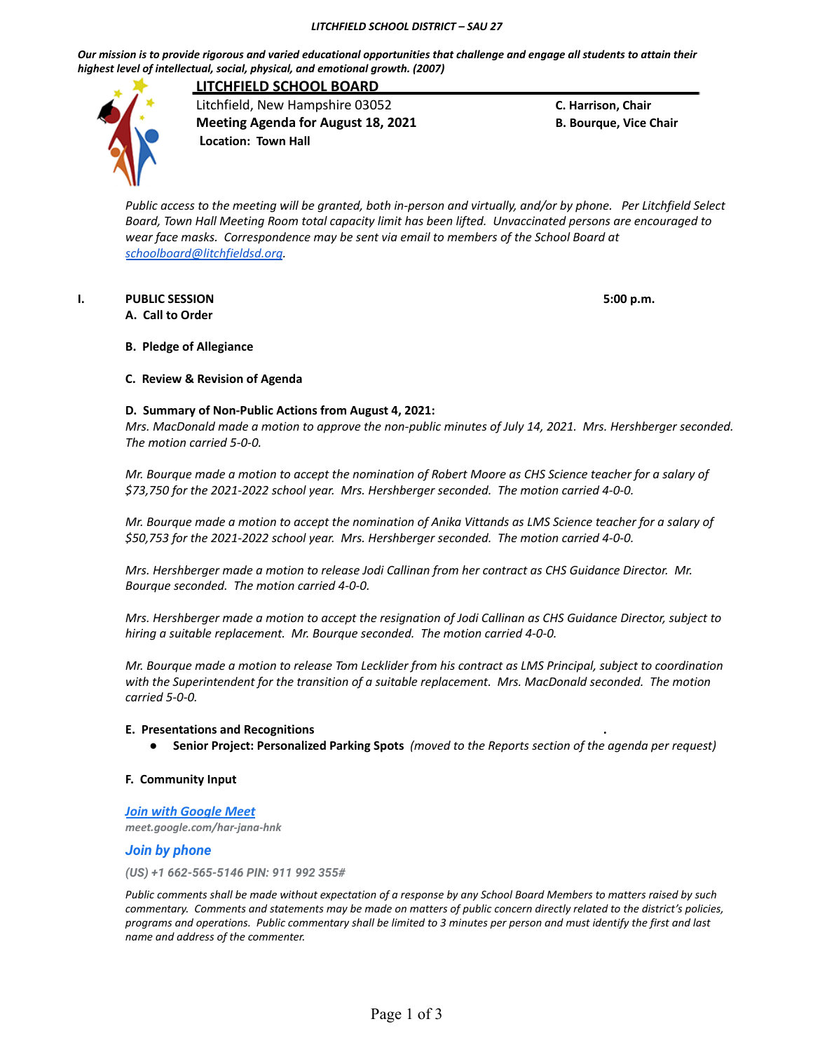*LITCHFIELD SCHOOL DISTRICT – SAU 27*

***Our mission is to provide rigorous and varied educational opportunities that challenge and engage all students to attain their highest level of intellectual, social, physical, and emotional growth. (2007)***

# LITCHFIELD SCHOOL BOARD

Litchfield, New Hampshire 03052
**Meeting Agenda for August 18, 2021**
**Location: Town Hall**

**C. Harrison, Chair**
**B. Bourque, Vice Chair**

*Public access to the meeting will be granted, both in-person and virtually, and/or by phone. Per Litchfield Select Board, Town Hall Meeting Room total capacity limit has been lifted. Unvaccinated persons are encouraged to wear face masks. Correspondence may be sent via email to members of the School Board at schoolboard@litchfieldsd.org.*

## I. PUBLIC SESSION — 5:00 p.m.

**A. Call to Order**

**B. Pledge of Allegiance**

**C. Review & Revision of Agenda**

**D. Summary of Non-Public Actions from August 4, 2021:**

*Mrs. MacDonald made a motion to approve the non-public minutes of July 14, 2021. Mrs. Hershberger seconded. The motion carried 5-0-0.*

*Mr. Bourque made a motion to accept the nomination of Robert Moore as CHS Science teacher for a salary of $73,750 for the 2021-2022 school year. Mrs. Hershberger seconded. The motion carried 4-0-0.*

*Mr. Bourque made a motion to accept the nomination of Anika Vittands as LMS Science teacher for a salary of $50,753 for the 2021-2022 school year. Mrs. Hershberger seconded. The motion carried 4-0-0.*

*Mrs. Hershberger made a motion to release Jodi Callinan from her contract as CHS Guidance Director. Mr. Bourque seconded. The motion carried 4-0-0.*

*Mrs. Hershberger made a motion to accept the resignation of Jodi Callinan as CHS Guidance Director, subject to hiring a suitable replacement. Mr. Bourque seconded. The motion carried 4-0-0.*

*Mr. Bourque made a motion to release Tom Lecklider from his contract as LMS Principal, subject to coordination with the Superintendent for the transition of a suitable replacement. Mrs. MacDonald seconded. The motion carried 5-0-0.*

**E. Presentations and Recognitions**

- **Senior Project: Personalized Parking Spots** *(moved to the Reports section of the agenda per request)*

**F. Community Input**

***Join with Google Meet***
*meet.google.com/har-jana-hnk*

***Join by phone***

*(US) +1 662-565-5146 PIN: 911 992 355#*

*Public comments shall be made without expectation of a response by any School Board Members to matters raised by such commentary. Comments and statements may be made on matters of public concern directly related to the district's policies, programs and operations. Public commentary shall be limited to 3 minutes per person and must identify the first and last name and address of the commenter.*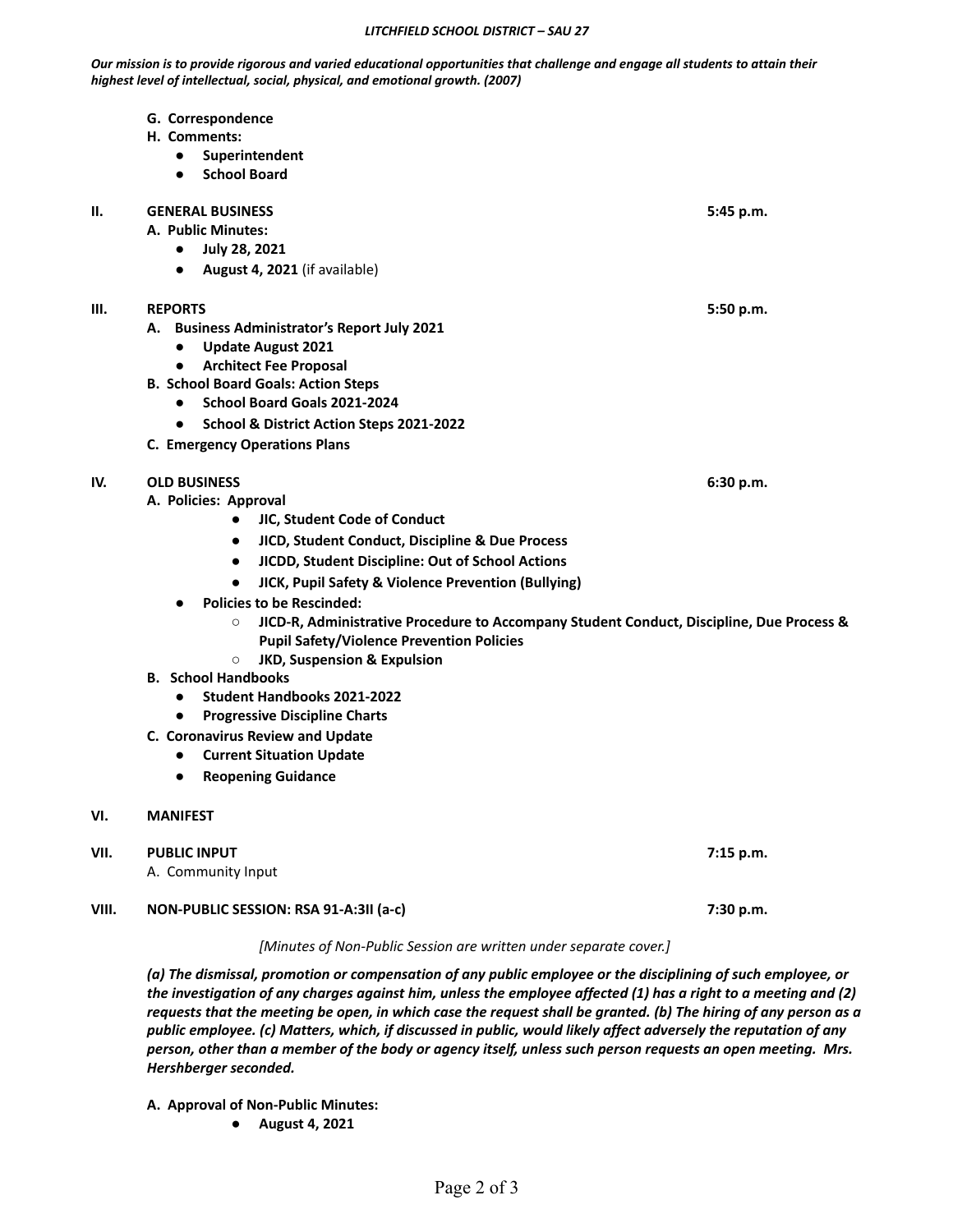*Our mission is to provide rigorous and varied educational opportunities that challenge and engage all students to attain their highest level of intellectual, social, physical, and emotional growth. (2007)*

- **G. Correspondence**
- **H. Comments:**
  - **Superintendent**
  - **School Board**

**II. GENERAL BUSINESS** **5:45 p.m.**

- **A. Public Minutes:**
  - **July 28, 2021**
  - **August 4, 2021** (if available)

**III. REPORTS** **5:50 p.m.**

- **A. Business Administrator's Report July 2021**
  - **Update August 2021**
  - **Architect Fee Proposal**
- **B. School Board Goals: Action Steps**
  - **School Board Goals 2021-2024**
  - **School & District Action Steps 2021-2022**
- **C. Emergency Operations Plans**

**IV. OLD BUSINESS** **6:30 p.m.**

- **A. Policies: Approval**
  - **JIC, Student Code of Conduct**
  - **JICD, Student Conduct, Discipline & Due Process**
  - **JICDD, Student Discipline: Out of School Actions**
  - **JICK, Pupil Safety & Violence Prevention (Bullying)**
  - **Policies to be Rescinded:**
    - **JICD-R, Administrative Procedure to Accompany Student Conduct, Discipline, Due Process & Pupil Safety/Violence Prevention Policies**
    - **JKD, Suspension & Expulsion**
- **B. School Handbooks**
  - **Student Handbooks 2021-2022**
  - **Progressive Discipline Charts**
- **C. Coronavirus Review and Update**
  - **Current Situation Update**
  - **Reopening Guidance**

**VI. MANIFEST**

**VII. PUBLIC INPUT** **7:15 p.m.**

A. Community Input

**VIII. NON-PUBLIC SESSION: RSA 91-A:3II (a-c)** **7:30 p.m.**

*[Minutes of Non-Public Session are written under separate cover.]*

***(a) The dismissal, promotion or compensation of any public employee or the disciplining of such employee, or the investigation of any charges against him, unless the employee affected (1) has a right to a meeting and (2) requests that the meeting be open, in which case the request shall be granted. (b) The hiring of any person as a public employee. (c) Matters, which, if discussed in public, would likely affect adversely the reputation of any person, other than a member of the body or agency itself, unless such person requests an open meeting. Mrs. Hershberger seconded.***

- **A. Approval of Non-Public Minutes:**
  - **August 4, 2021**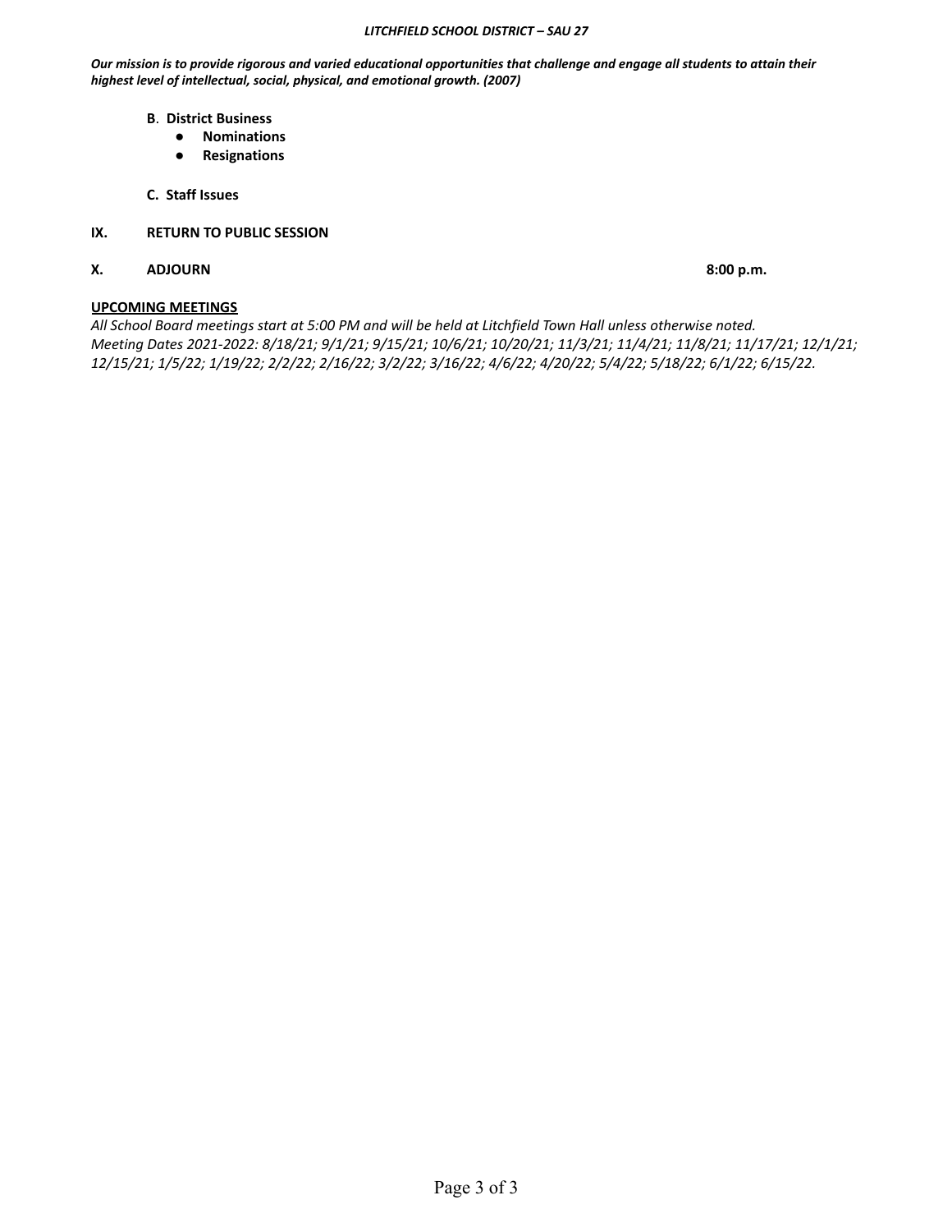***Our mission is to provide rigorous and varied educational opportunities that challenge and engage all students to attain their highest level of intellectual, social, physical, and emotional growth. (2007)***

**B**. **District Business**

- **Nominations**
- **Resignations**

**C. Staff Issues**

**IX. RETURN TO PUBLIC SESSION**

**X. ADJOURN** **8:00 p.m.**

**UPCOMING MEETINGS**

*All School Board meetings start at 5:00 PM and will be held at Litchfield Town Hall unless otherwise noted.*
*Meeting Dates 2021-2022: 8/18/21; 9/1/21; 9/15/21; 10/6/21; 10/20/21; 11/3/21; 11/4/21; 11/8/21; 11/17/21; 12/1/21; 12/15/21; 1/5/22; 1/19/22; 2/2/22; 2/16/22; 3/2/22; 3/16/22; 4/6/22; 4/20/22; 5/4/22; 5/18/22; 6/1/22; 6/15/22.*